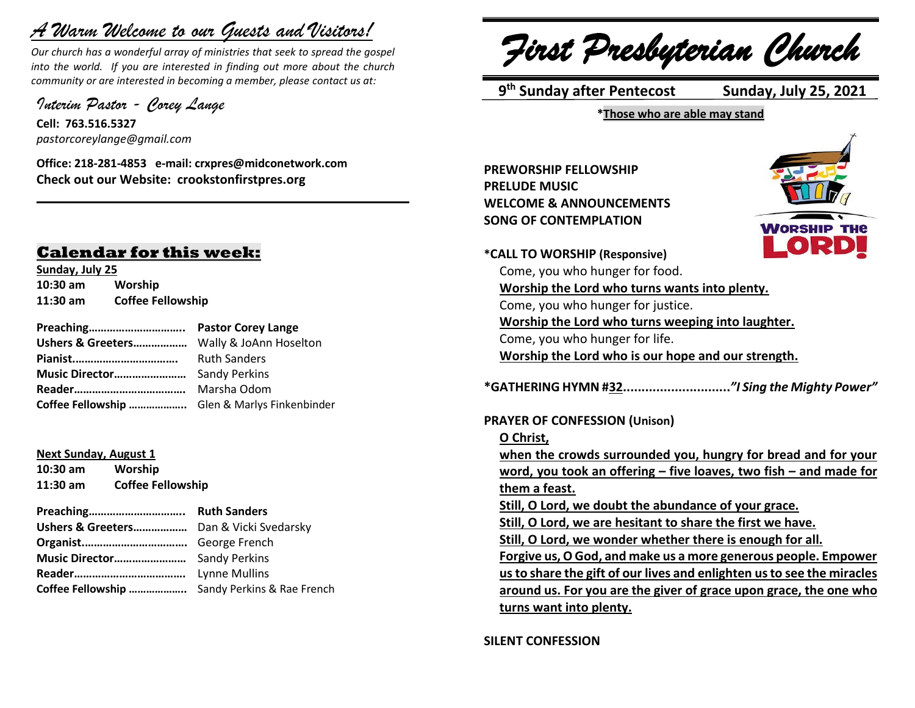# *A Warm Welcome to our Guests and Visitors!*

*Our church has a wonderful array of ministries that seek to spread the gospel into the world. If you are interested in finding out more about the church community or are interested in becoming a member, please contact us at:*

*Interim Pastor - Corey Lange*

**Cell: 763.516.5327**
*pastorcoreylange@gmail.com*

**Office: 218-281-4853 e-mail: crxpres@midconetwork.com**
**Check out our Website: crookstonfirstpres.org**

## Calendar for this week:

**Sunday, July 25**

| | |
|---|---|
| **10:30 am** | **Worship** |
| **11:30 am** | **Coffee Fellowship** |

| | |
|---|---|
| **Preaching…………………………..** | **Pastor Corey Lange** |
| **Ushers & Greeters………………** | Wally & JoAnn Hoselton |
| **Pianist……………………………** | Ruth Sanders |
| **Music Director……………………** | Sandy Perkins |
| **Reader………………………………** | Marsha Odom |
| **Coffee Fellowship ………………..** | Glen & Marlys Finkenbinder |

**Next Sunday, August 1**

| | |
|---|---|
| **10:30 am** | **Worship** |
| **11:30 am** | **Coffee Fellowship** |

| | |
|---|---|
| **Preaching…………………………..** | **Ruth Sanders** |
| **Ushers & Greeters………………** | Dan & Vicki Svedarsky |
| **Organist……………………………** | George French |
| **Music Director……………………** | Sandy Perkins |
| **Reader………………………………** | Lynne Mullins |
| **Coffee Fellowship ………………..** | Sandy Perkins & Rae French |

# *First Presbyterian Church*

**9th Sunday after Pentecost** **Sunday, July 25, 2021**

***Those who are able may stand**

**PREWORSHIP FELLOWSHIP**
**PRELUDE MUSIC**
**WELCOME & ANNOUNCEMENTS**
**SONG OF CONTEMPLATION**

**WORSHIP THE LORD!**

***CALL TO WORSHIP (Responsive)**

Come, you who hunger for food.
**Worship the Lord who turns wants into plenty.**
Come, you who hunger for justice.
**Worship the Lord who turns weeping into laughter.**
Come, you who hunger for life.
**Worship the Lord who is our hope and our strength.**

***GATHERING HYMN #32............................*"I Sing the Mighty Power"***

**PRAYER OF CONFESSION (Unison)**

**O Christ,**
**when the crowds surrounded you, hungry for bread and for your word, you took an offering – five loaves, two fish – and made for them a feast.**
**Still, O Lord, we doubt the abundance of your grace.**
**Still, O Lord, we are hesitant to share the first we have.**
**Still, O Lord, we wonder whether there is enough for all.**
**Forgive us, O God, and make us a more generous people. Empower us to share the gift of our lives and enlighten us to see the miracles around us. For you are the giver of grace upon grace, the one who turns want into plenty.**

**SILENT CONFESSION**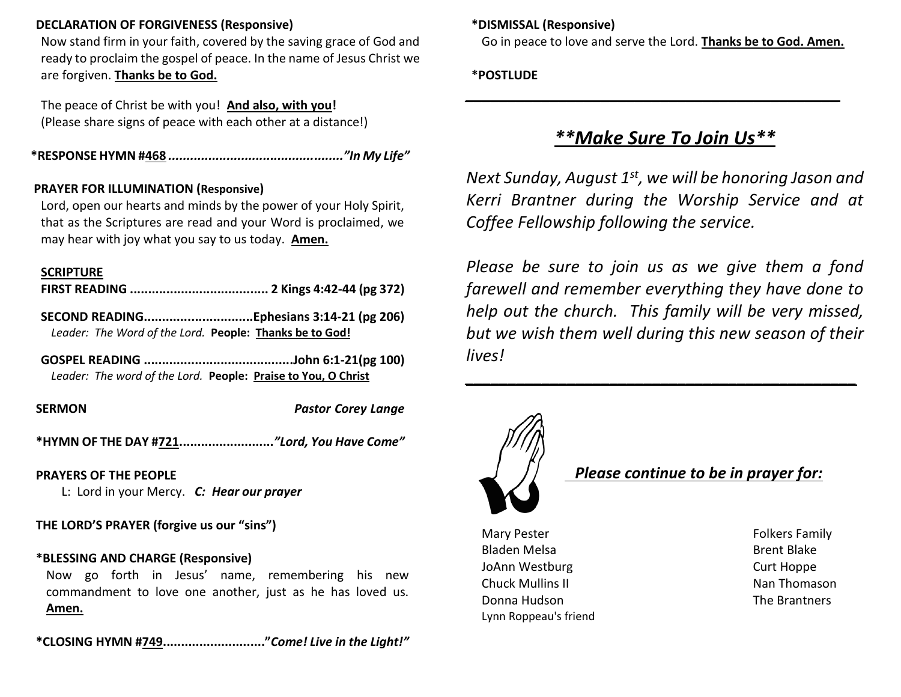**DECLARATION OF FORGIVENESS (Responsive)**

Now stand firm in your faith, covered by the saving grace of God and ready to proclaim the gospel of peace. In the name of Jesus Christ we are forgiven. **Thanks be to God.**

The peace of Christ be with you! **And also, with you!**
(Please share signs of peace with each other at a distance!)

**\*RESPONSE HYMN #468** ................................................ *"In My Life"*

**PRAYER FOR ILLUMINATION (Responsive)**

Lord, open our hearts and minds by the power of your Holy Spirit, that as the Scriptures are read and your Word is proclaimed, we may hear with joy what you say to us today. **Amen.**

**SCRIPTURE**

**FIRST READING ...................................... 2 Kings 4:42-44 (pg 372)**

**SECOND READING..............................Ephesians 3:14-21 (pg 206)**
*Leader: The Word of the Lord.* **People: Thanks be to God!**

**GOSPEL READING .........................................John 6:1-21(pg 100)**
*Leader: The word of the Lord.* **People: Praise to You, O Christ**

**SERMON** ***Pastor Corey Lange***

**\*HYMN OF THE DAY #721**.......................... *"Lord, You Have Come"*

**PRAYERS OF THE PEOPLE**

L: Lord in your Mercy. ***C: Hear our prayer***

**THE LORD'S PRAYER (forgive us our "sins")**

**\*BLESSING AND CHARGE (Responsive)**

Now go forth in Jesus' name, remembering his new commandment to love one another, just as he has loved us. **Amen.**

**\*CLOSING HYMN #749**........................... *"Come! Live in the Light!"*

**\*DISMISSAL (Responsive)**

Go in peace to love and serve the Lord. **Thanks be to God. Amen.**

**\*POSTLUDE**

---

## ***\*\*Make Sure To Join Us\*\****

*Next Sunday, August 1st, we will be honoring Jason and Kerri Brantner during the Worship Service and at Coffee Fellowship following the service.*

*Please be sure to join us as we give them a fond farewell and remember everything they have done to help out the church. This family will be very missed, but we wish them well during this new season of their lives!*

---

***Please continue to be in prayer for:***

- Mary Pester
- Bladen Melsa
- JoAnn Westburg
- Chuck Mullins II
- Donna Hudson
- Lynn Roppeau's friend
- Folkers Family
- Brent Blake
- Curt Hoppe
- Nan Thomason
- The Brantners